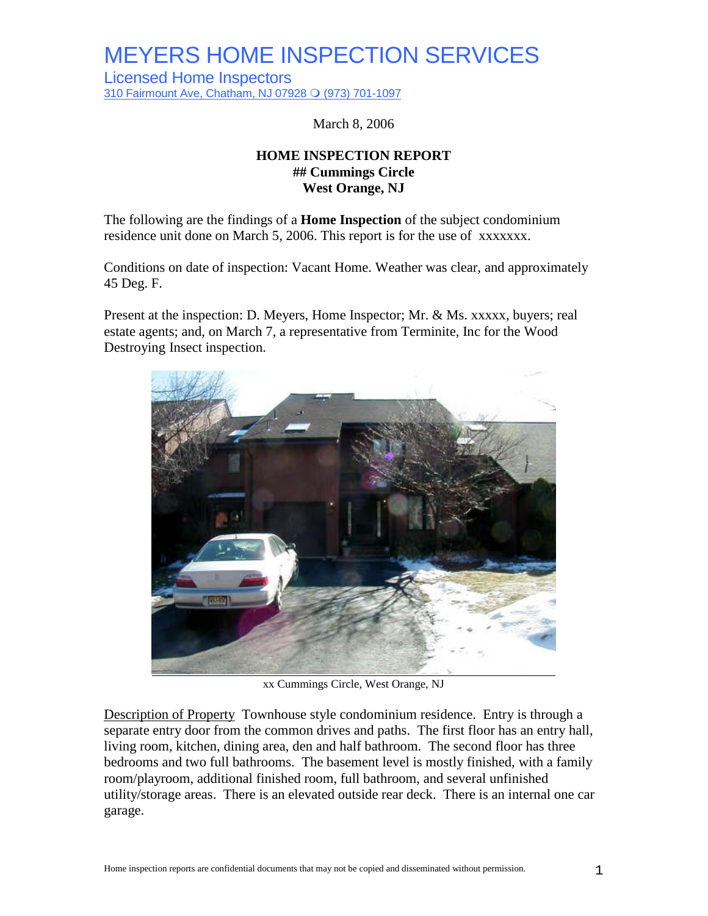# MEYERS HOME INSPECTION SERVICES

Licensed Home Inspectors

310 Fairmount Ave, Chatham, NJ 07928 ❍ (973) 701-1097

March 8, 2006

**HOME INSPECTION REPORT**
**## Cummings Circle**
**West Orange, NJ**

The following are the findings of a **Home Inspection** of the subject condominium residence unit done on March 5, 2006. This report is for the use of xxxxxxx.

Conditions on date of inspection: Vacant Home. Weather was clear, and approximately 45 Deg. F.

Present at the inspection: D. Meyers, Home Inspector; Mr. & Ms. xxxxx, buyers; real estate agents; and, on March 7, a representative from Terminite, Inc for the Wood Destroying Insect inspection.

xx Cummings Circle, West Orange, NJ

Description of Property Townhouse style condominium residence. Entry is through a separate entry door from the common drives and paths. The first floor has an entry hall, living room, kitchen, dining area, den and half bathroom. The second floor has three bedrooms and two full bathrooms. The basement level is mostly finished, with a family room/playroom, additional finished room, full bathroom, and several unfinished utility/storage areas. There is an elevated outside rear deck. There is an internal one car garage.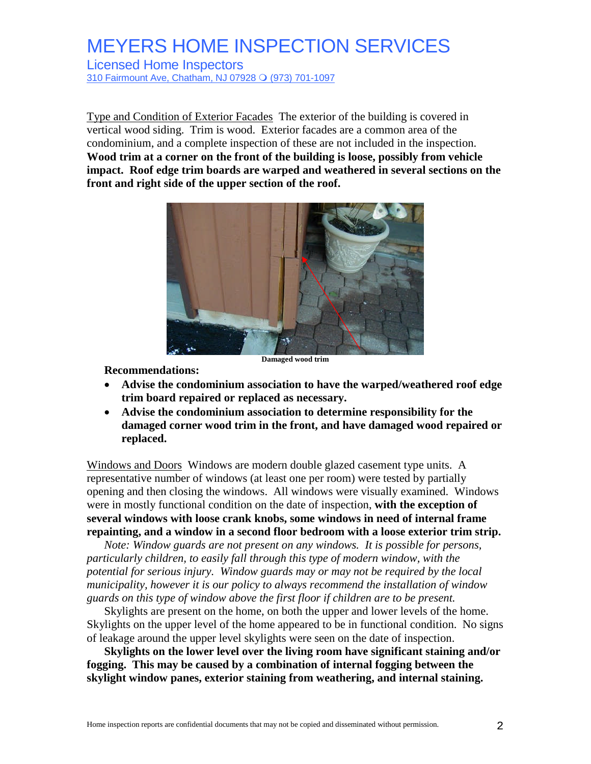# MEYERS HOME INSPECTION SERVICES

Licensed Home Inspectors
310 Fairmount Ave, Chatham, NJ 07928 ❍ (973) 701-1097

Type and Condition of Exterior Facades The exterior of the building is covered in vertical wood siding. Trim is wood. Exterior facades are a common area of the condominium, and a complete inspection of these are not included in the inspection. **Wood trim at a corner on the front of the building is loose, possibly from vehicle impact. Roof edge trim boards are warped and weathered in several sections on the front and right side of the upper section of the roof.**

**Damaged wood trim**

**Recommendations:**

- **Advise the condominium association to have the warped/weathered roof edge trim board repaired or replaced as necessary.**
- **Advise the condominium association to determine responsibility for the damaged corner wood trim in the front, and have damaged wood repaired or replaced.**

Windows and Doors Windows are modern double glazed casement type units. A representative number of windows (at least one per room) were tested by partially opening and then closing the windows. All windows were visually examined. Windows were in mostly functional condition on the date of inspection, **with the exception of several windows with loose crank knobs, some windows in need of internal frame repainting, and a window in a second floor bedroom with a loose exterior trim strip.**

*Note: Window guards are not present on any windows. It is possible for persons, particularly children, to easily fall through this type of modern window, with the potential for serious injury. Window guards may or may not be required by the local municipality, however it is our policy to always recommend the installation of window guards on this type of window above the first floor if children are to be present.*

Skylights are present on the home, on both the upper and lower levels of the home. Skylights on the upper level of the home appeared to be in functional condition. No signs of leakage around the upper level skylights were seen on the date of inspection.

**Skylights on the lower level over the living room have significant staining and/or fogging. This may be caused by a combination of internal fogging between the skylight window panes, exterior staining from weathering, and internal staining.**

Home inspection reports are confidential documents that may not be copied and disseminated without permission.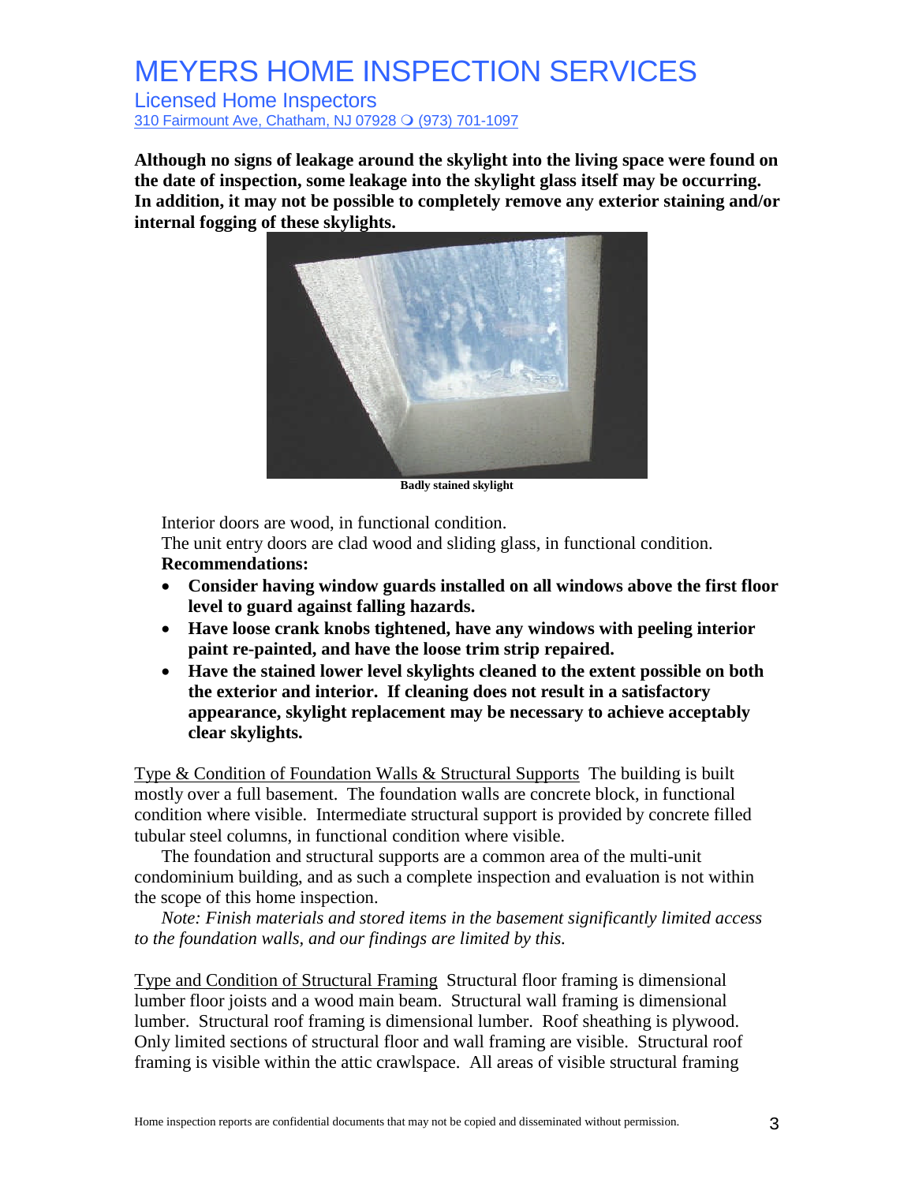**Although no signs of leakage around the skylight into the living space were found on the date of inspection, some leakage into the skylight glass itself may be occurring. In addition, it may not be possible to completely remove any exterior staining and/or internal fogging of these skylights.**

**Badly stained skylight**

Interior doors are wood, in functional condition.
The unit entry doors are clad wood and sliding glass, in functional condition.
**Recommendations:**

- **Consider having window guards installed on all windows above the first floor level to guard against falling hazards.**
- **Have loose crank knobs tightened, have any windows with peeling interior paint re-painted, and have the loose trim strip repaired.**
- **Have the stained lower level skylights cleaned to the extent possible on both the exterior and interior. If cleaning does not result in a satisfactory appearance, skylight replacement may be necessary to achieve acceptably clear skylights.**

Type & Condition of Foundation Walls & Structural Supports The building is built mostly over a full basement. The foundation walls are concrete block, in functional condition where visible. Intermediate structural support is provided by concrete filled tubular steel columns, in functional condition where visible.

The foundation and structural supports are a common area of the multi-unit condominium building, and as such a complete inspection and evaluation is not within the scope of this home inspection.

*Note: Finish materials and stored items in the basement significantly limited access to the foundation walls, and our findings are limited by this.*

Type and Condition of Structural Framing Structural floor framing is dimensional lumber floor joists and a wood main beam. Structural wall framing is dimensional lumber. Structural roof framing is dimensional lumber. Roof sheathing is plywood. Only limited sections of structural floor and wall framing are visible. Structural roof framing is visible within the attic crawlspace. All areas of visible structural framing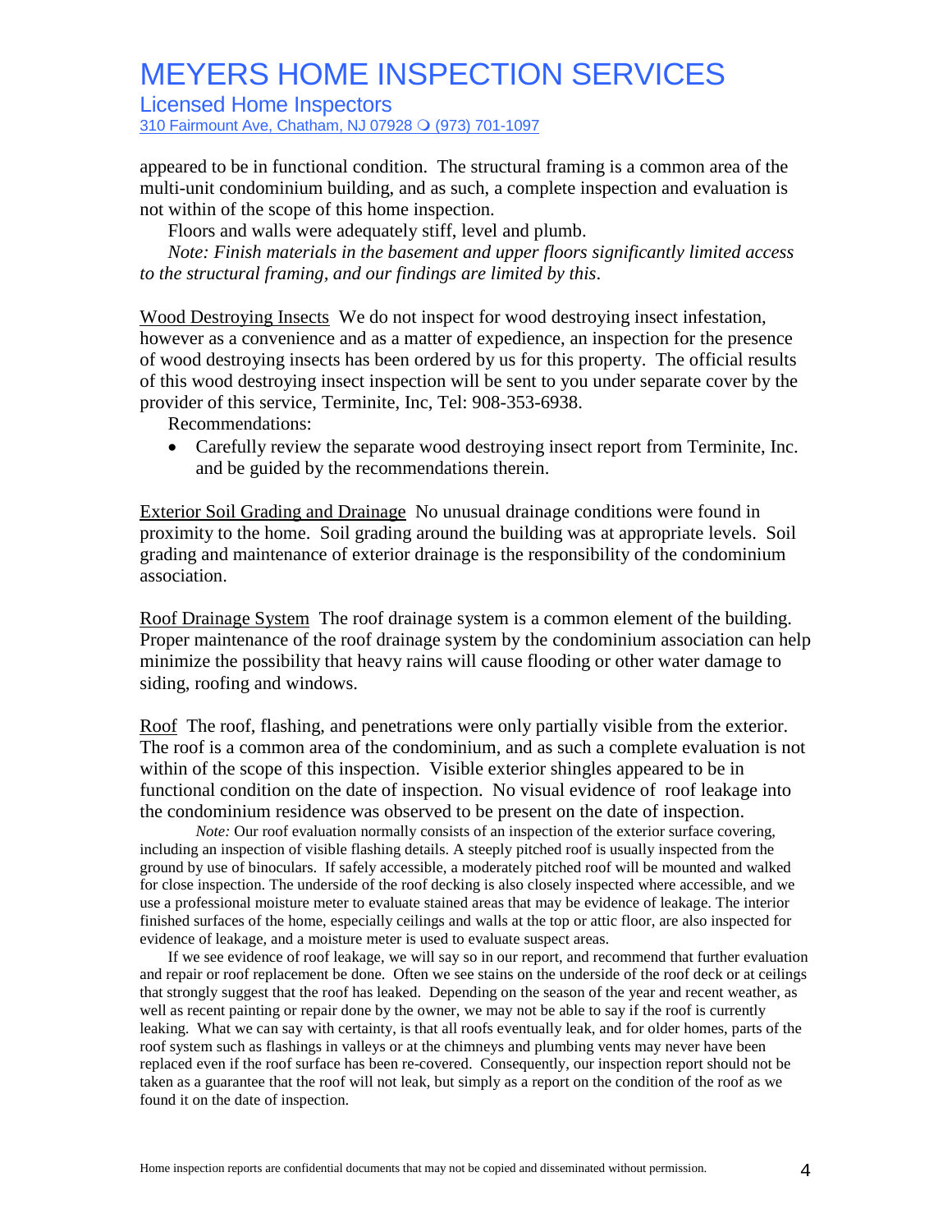appeared to be in functional condition. The structural framing is a common area of the multi-unit condominium building, and as such, a complete inspection and evaluation is not within of the scope of this home inspection.

Floors and walls were adequately stiff, level and plumb.

*Note: Finish materials in the basement and upper floors significantly limited access to the structural framing, and our findings are limited by this*.

<u>Wood Destroying Insects</u> We do not inspect for wood destroying insect infestation, however as a convenience and as a matter of expedience, an inspection for the presence of wood destroying insects has been ordered by us for this property. The official results of this wood destroying insect inspection will be sent to you under separate cover by the provider of this service, Terminite, Inc, Tel: 908-353-6938.

Recommendations:

- Carefully review the separate wood destroying insect report from Terminite, Inc. and be guided by the recommendations therein.

<u>Exterior Soil Grading and Drainage</u> No unusual drainage conditions were found in proximity to the home. Soil grading around the building was at appropriate levels. Soil grading and maintenance of exterior drainage is the responsibility of the condominium association.

<u>Roof Drainage System</u> The roof drainage system is a common element of the building. Proper maintenance of the roof drainage system by the condominium association can help minimize the possibility that heavy rains will cause flooding or other water damage to siding, roofing and windows.

<u>Roof</u> The roof, flashing, and penetrations were only partially visible from the exterior. The roof is a common area of the condominium, and as such a complete evaluation is not within of the scope of this inspection. Visible exterior shingles appeared to be in functional condition on the date of inspection. No visual evidence of roof leakage into the condominium residence was observed to be present on the date of inspection.

*Note:* Our roof evaluation normally consists of an inspection of the exterior surface covering, including an inspection of visible flashing details. A steeply pitched roof is usually inspected from the ground by use of binoculars. If safely accessible, a moderately pitched roof will be mounted and walked for close inspection. The underside of the roof decking is also closely inspected where accessible, and we use a professional moisture meter to evaluate stained areas that may be evidence of leakage. The interior finished surfaces of the home, especially ceilings and walls at the top or attic floor, are also inspected for evidence of leakage, and a moisture meter is used to evaluate suspect areas.

If we see evidence of roof leakage, we will say so in our report, and recommend that further evaluation and repair or roof replacement be done. Often we see stains on the underside of the roof deck or at ceilings that strongly suggest that the roof has leaked. Depending on the season of the year and recent weather, as well as recent painting or repair done by the owner, we may not be able to say if the roof is currently leaking. What we can say with certainty, is that all roofs eventually leak, and for older homes, parts of the roof system such as flashings in valleys or at the chimneys and plumbing vents may never have been replaced even if the roof surface has been re-covered. Consequently, our inspection report should not be taken as a guarantee that the roof will not leak, but simply as a report on the condition of the roof as we found it on the date of inspection.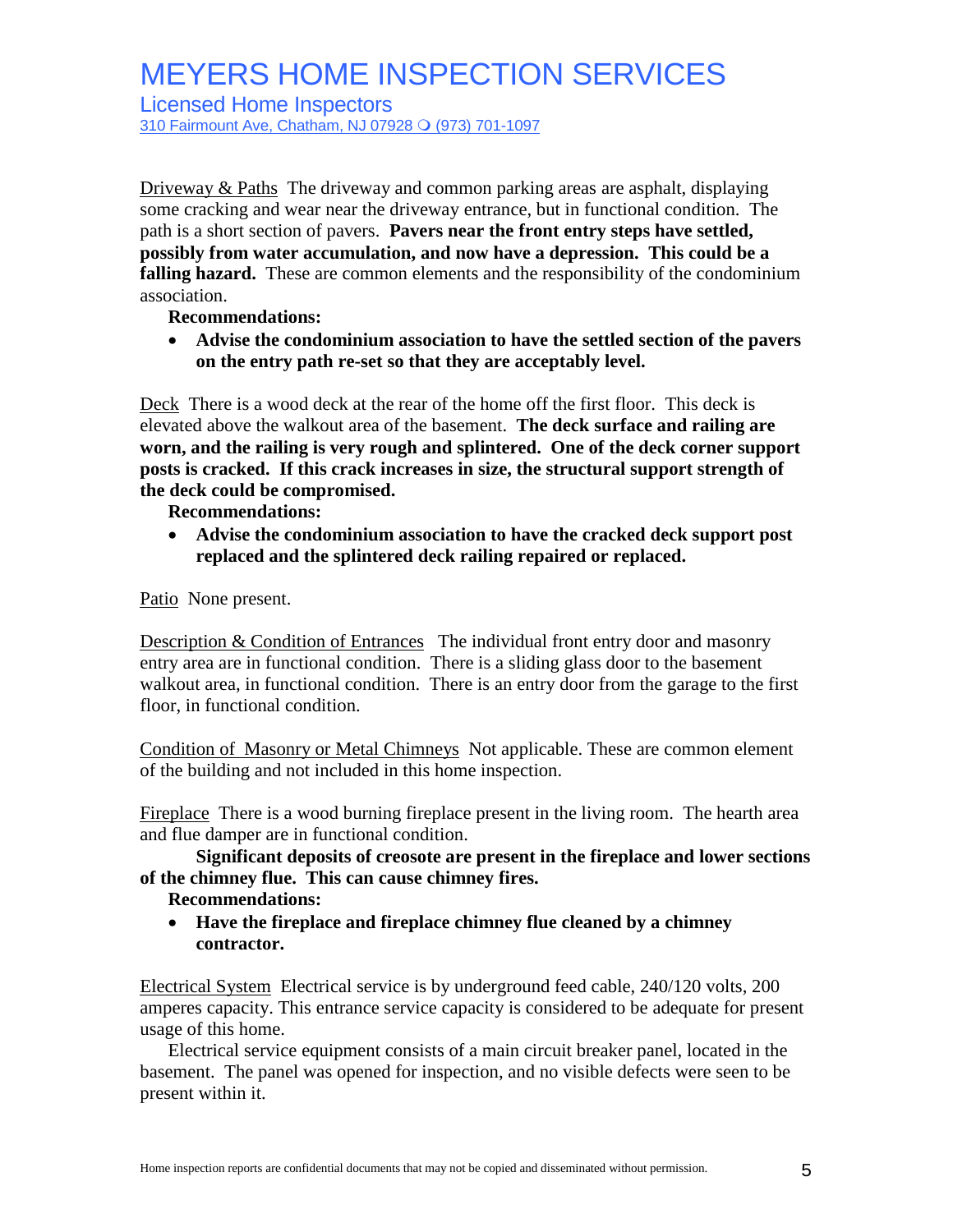Driveway & Paths The driveway and common parking areas are asphalt, displaying some cracking and wear near the driveway entrance, but in functional condition. The path is a short section of pavers. **Pavers near the front entry steps have settled, possibly from water accumulation, and now have a depression. This could be a falling hazard.** These are common elements and the responsibility of the condominium association.

**Recommendations:**

- **Advise the condominium association to have the settled section of the pavers on the entry path re-set so that they are acceptably level.**

Deck There is a wood deck at the rear of the home off the first floor. This deck is elevated above the walkout area of the basement. **The deck surface and railing are worn, and the railing is very rough and splintered. One of the deck corner support posts is cracked. If this crack increases in size, the structural support strength of the deck could be compromised.**

**Recommendations:**

- **Advise the condominium association to have the cracked deck support post replaced and the splintered deck railing repaired or replaced.**

Patio None present.

Description & Condition of Entrances The individual front entry door and masonry entry area are in functional condition. There is a sliding glass door to the basement walkout area, in functional condition. There is an entry door from the garage to the first floor, in functional condition.

Condition of Masonry or Metal Chimneys Not applicable. These are common element of the building and not included in this home inspection.

Fireplace There is a wood burning fireplace present in the living room. The hearth area and flue damper are in functional condition.

**Significant deposits of creosote are present in the fireplace and lower sections of the chimney flue. This can cause chimney fires.**

**Recommendations:**

- **Have the fireplace and fireplace chimney flue cleaned by a chimney contractor.**

Electrical System Electrical service is by underground feed cable, 240/120 volts, 200 amperes capacity. This entrance service capacity is considered to be adequate for present usage of this home.

Electrical service equipment consists of a main circuit breaker panel, located in the basement. The panel was opened for inspection, and no visible defects were seen to be present within it.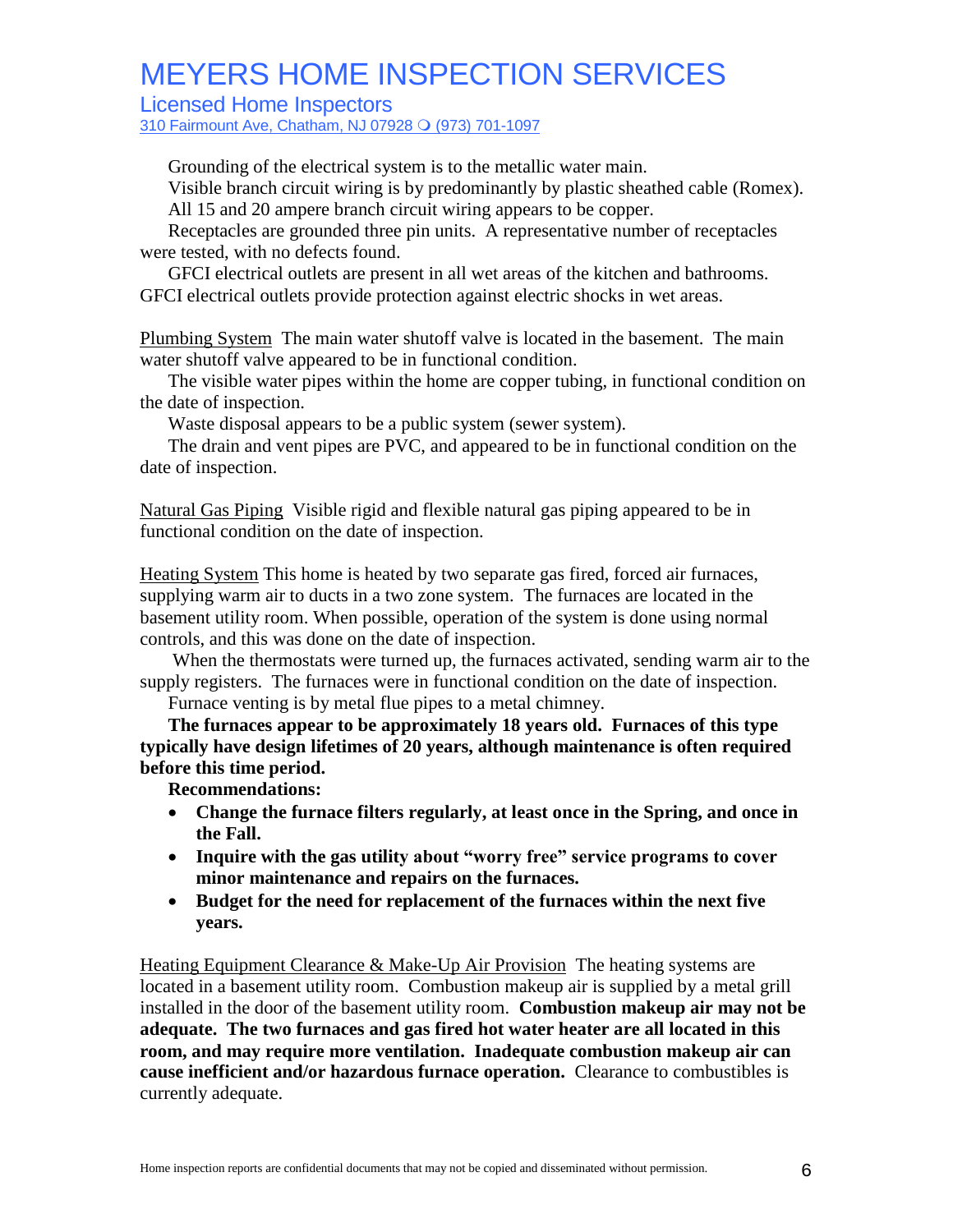Grounding of the electrical system is to the metallic water main.

Visible branch circuit wiring is by predominantly by plastic sheathed cable (Romex).

All 15 and 20 ampere branch circuit wiring appears to be copper.

Receptacles are grounded three pin units. A representative number of receptacles were tested, with no defects found.

GFCI electrical outlets are present in all wet areas of the kitchen and bathrooms. GFCI electrical outlets provide protection against electric shocks in wet areas.

Plumbing System The main water shutoff valve is located in the basement. The main water shutoff valve appeared to be in functional condition.

The visible water pipes within the home are copper tubing, in functional condition on the date of inspection.

Waste disposal appears to be a public system (sewer system).

The drain and vent pipes are PVC, and appeared to be in functional condition on the date of inspection.

Natural Gas Piping Visible rigid and flexible natural gas piping appeared to be in functional condition on the date of inspection.

Heating System This home is heated by two separate gas fired, forced air furnaces, supplying warm air to ducts in a two zone system. The furnaces are located in the basement utility room. When possible, operation of the system is done using normal controls, and this was done on the date of inspection.

When the thermostats were turned up, the furnaces activated, sending warm air to the supply registers. The furnaces were in functional condition on the date of inspection.

Furnace venting is by metal flue pipes to a metal chimney.

**The furnaces appear to be approximately 18 years old. Furnaces of this type typically have design lifetimes of 20 years, although maintenance is often required before this time period.**

**Recommendations:**

- **Change the furnace filters regularly, at least once in the Spring, and once in the Fall.**
- **Inquire with the gas utility about "worry free" service programs to cover minor maintenance and repairs on the furnaces.**
- **Budget for the need for replacement of the furnaces within the next five years.**

Heating Equipment Clearance & Make-Up Air Provision The heating systems are located in a basement utility room. Combustion makeup air is supplied by a metal grill installed in the door of the basement utility room. **Combustion makeup air may not be adequate. The two furnaces and gas fired hot water heater are all located in this room, and may require more ventilation. Inadequate combustion makeup air can cause inefficient and/or hazardous furnace operation.** Clearance to combustibles is currently adequate.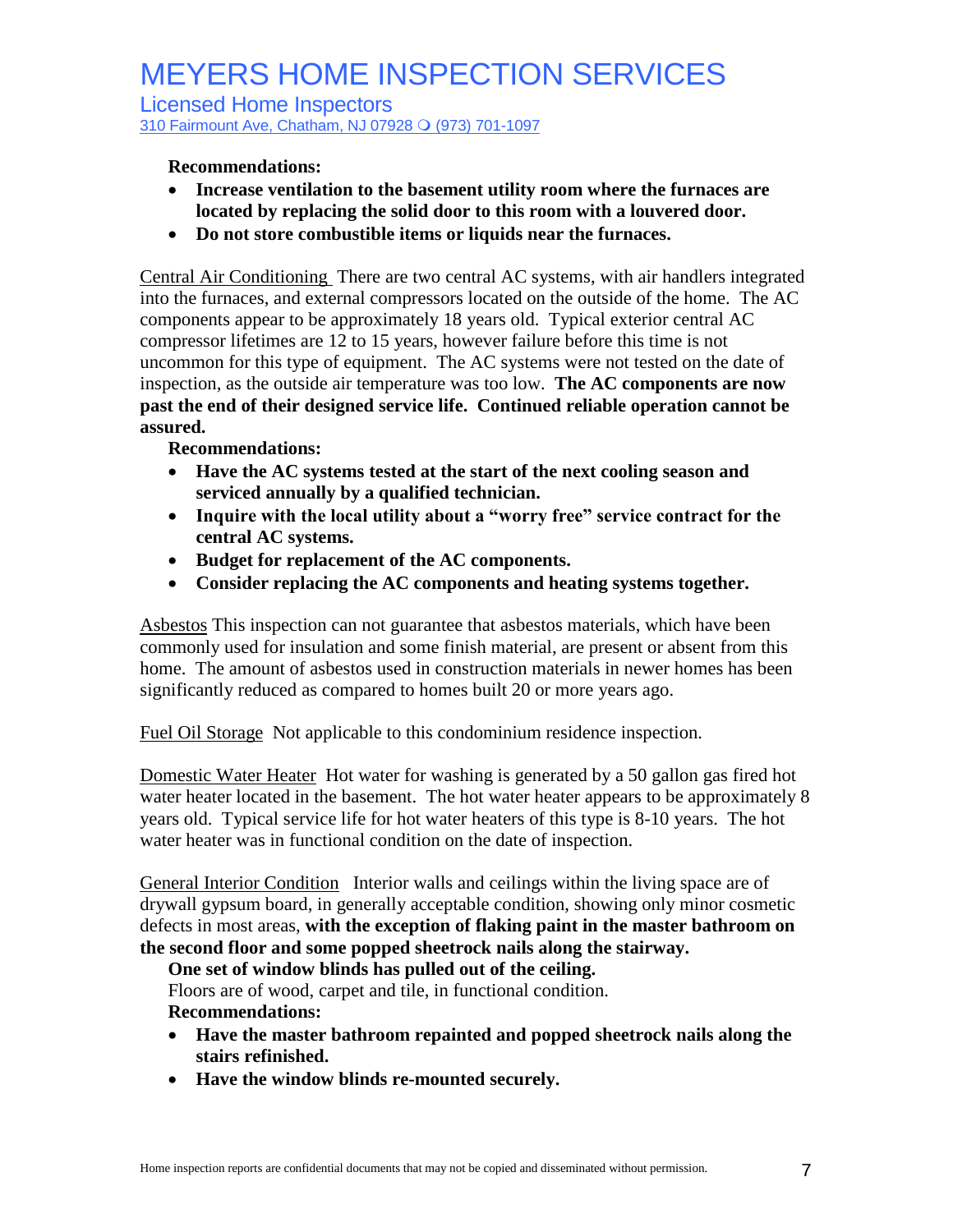**Recommendations:**

- **Increase ventilation to the basement utility room where the furnaces are located by replacing the solid door to this room with a louvered door.**
- **Do not store combustible items or liquids near the furnaces.**

Central Air Conditioning There are two central AC systems, with air handlers integrated into the furnaces, and external compressors located on the outside of the home. The AC components appear to be approximately 18 years old. Typical exterior central AC compressor lifetimes are 12 to 15 years, however failure before this time is not uncommon for this type of equipment. The AC systems were not tested on the date of inspection, as the outside air temperature was too low. **The AC components are now past the end of their designed service life. Continued reliable operation cannot be assured.**

**Recommendations:**

- **Have the AC systems tested at the start of the next cooling season and serviced annually by a qualified technician.**
- **Inquire with the local utility about a "worry free" service contract for the central AC systems.**
- **Budget for replacement of the AC components.**
- **Consider replacing the AC components and heating systems together.**

Asbestos This inspection can not guarantee that asbestos materials, which have been commonly used for insulation and some finish material, are present or absent from this home. The amount of asbestos used in construction materials in newer homes has been significantly reduced as compared to homes built 20 or more years ago.

Fuel Oil Storage Not applicable to this condominium residence inspection.

Domestic Water Heater Hot water for washing is generated by a 50 gallon gas fired hot water heater located in the basement. The hot water heater appears to be approximately 8 years old. Typical service life for hot water heaters of this type is 8-10 years. The hot water heater was in functional condition on the date of inspection.

General Interior Condition Interior walls and ceilings within the living space are of drywall gypsum board, in generally acceptable condition, showing only minor cosmetic defects in most areas, **with the exception of flaking paint in the master bathroom on the second floor and some popped sheetrock nails along the stairway.**

**One set of window blinds has pulled out of the ceiling.**

Floors are of wood, carpet and tile, in functional condition.

**Recommendations:**

- **Have the master bathroom repainted and popped sheetrock nails along the stairs refinished.**
- **Have the window blinds re-mounted securely.**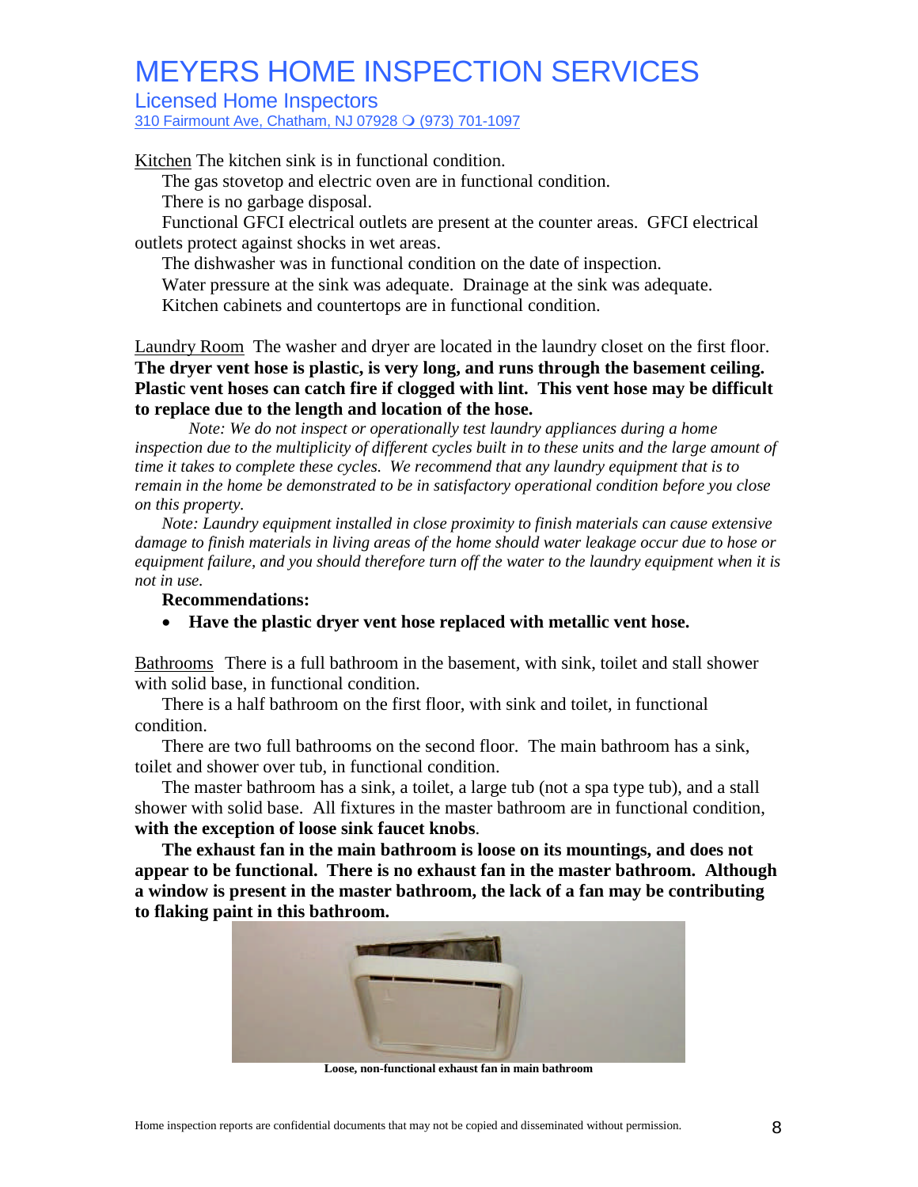Kitchen The kitchen sink is in functional condition.

The gas stovetop and electric oven are in functional condition.

There is no garbage disposal.

Functional GFCI electrical outlets are present at the counter areas. GFCI electrical outlets protect against shocks in wet areas.

The dishwasher was in functional condition on the date of inspection.

Water pressure at the sink was adequate. Drainage at the sink was adequate.

Kitchen cabinets and countertops are in functional condition.

Laundry Room The washer and dryer are located in the laundry closet on the first floor. **The dryer vent hose is plastic, is very long, and runs through the basement ceiling. Plastic vent hoses can catch fire if clogged with lint. This vent hose may be difficult to replace due to the length and location of the hose.**

*Note: We do not inspect or operationally test laundry appliances during a home inspection due to the multiplicity of different cycles built in to these units and the large amount of time it takes to complete these cycles. We recommend that any laundry equipment that is to remain in the home be demonstrated to be in satisfactory operational condition before you close on this property.*

*Note: Laundry equipment installed in close proximity to finish materials can cause extensive damage to finish materials in living areas of the home should water leakage occur due to hose or equipment failure, and you should therefore turn off the water to the laundry equipment when it is not in use.*

**Recommendations:**

- **Have the plastic dryer vent hose replaced with metallic vent hose.**

Bathrooms There is a full bathroom in the basement, with sink, toilet and stall shower with solid base, in functional condition.

There is a half bathroom on the first floor, with sink and toilet, in functional condition.

There are two full bathrooms on the second floor. The main bathroom has a sink, toilet and shower over tub, in functional condition.

The master bathroom has a sink, a toilet, a large tub (not a spa type tub), and a stall shower with solid base. All fixtures in the master bathroom are in functional condition, **with the exception of loose sink faucet knobs**.

**The exhaust fan in the main bathroom is loose on its mountings, and does not appear to be functional. There is no exhaust fan in the master bathroom. Although a window is present in the master bathroom, the lack of a fan may be contributing to flaking paint in this bathroom.**

**Loose, non-functional exhaust fan in main bathroom**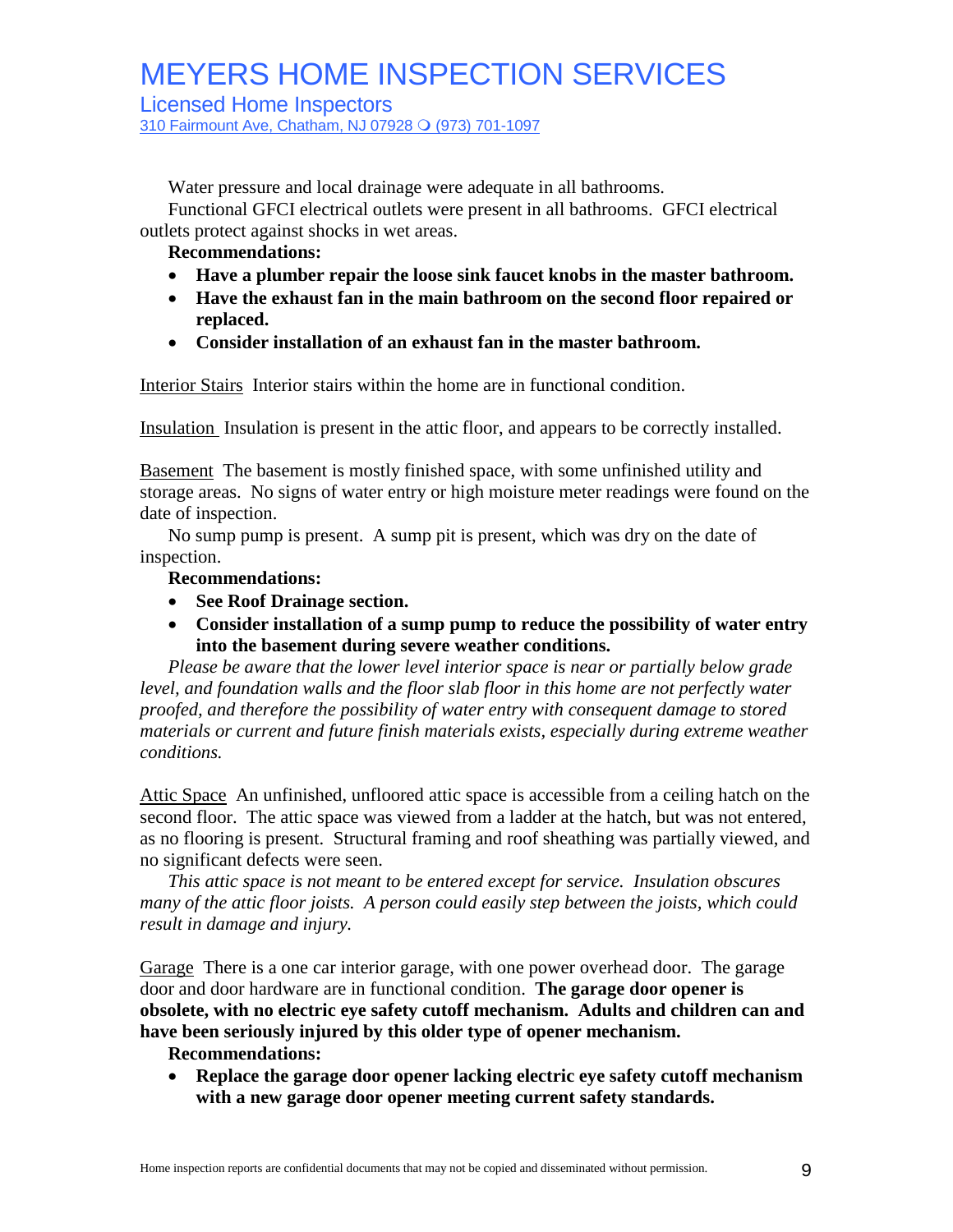Water pressure and local drainage were adequate in all bathrooms.

Functional GFCI electrical outlets were present in all bathrooms. GFCI electrical outlets protect against shocks in wet areas.

**Recommendations:**

- **Have a plumber repair the loose sink faucet knobs in the master bathroom.**
- **Have the exhaust fan in the main bathroom on the second floor repaired or replaced.**
- **Consider installation of an exhaust fan in the master bathroom.**

Interior Stairs Interior stairs within the home are in functional condition.

Insulation Insulation is present in the attic floor, and appears to be correctly installed.

Basement The basement is mostly finished space, with some unfinished utility and storage areas. No signs of water entry or high moisture meter readings were found on the date of inspection.

No sump pump is present. A sump pit is present, which was dry on the date of inspection.

**Recommendations:**

- **See Roof Drainage section.**
- **Consider installation of a sump pump to reduce the possibility of water entry into the basement during severe weather conditions.**

*Please be aware that the lower level interior space is near or partially below grade level, and foundation walls and the floor slab floor in this home are not perfectly water proofed, and therefore the possibility of water entry with consequent damage to stored materials or current and future finish materials exists, especially during extreme weather conditions.*

Attic Space An unfinished, unfloored attic space is accessible from a ceiling hatch on the second floor. The attic space was viewed from a ladder at the hatch, but was not entered, as no flooring is present. Structural framing and roof sheathing was partially viewed, and no significant defects were seen.

*This attic space is not meant to be entered except for service. Insulation obscures many of the attic floor joists. A person could easily step between the joists, which could result in damage and injury.*

Garage There is a one car interior garage, with one power overhead door. The garage door and door hardware are in functional condition. **The garage door opener is obsolete, with no electric eye safety cutoff mechanism. Adults and children can and have been seriously injured by this older type of opener mechanism.**

**Recommendations:**

- **Replace the garage door opener lacking electric eye safety cutoff mechanism with a new garage door opener meeting current safety standards.**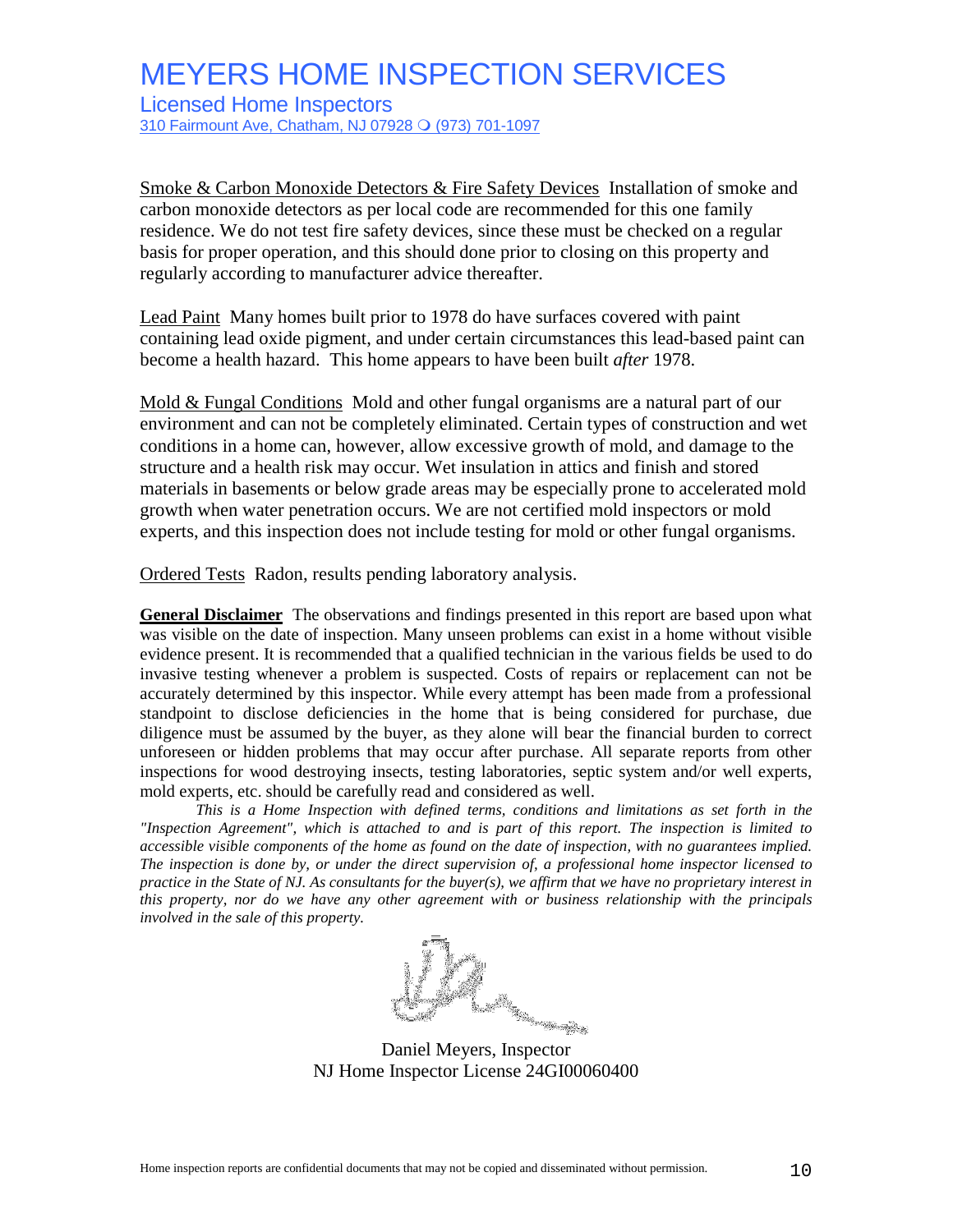# MEYERS HOME INSPECTION SERVICES

Licensed Home Inspectors

310 Fairmount Ave, Chatham, NJ 07928 ❍ (973) 701-1097

Smoke & Carbon Monoxide Detectors & Fire Safety Devices Installation of smoke and carbon monoxide detectors as per local code are recommended for this one family residence. We do not test fire safety devices, since these must be checked on a regular basis for proper operation, and this should done prior to closing on this property and regularly according to manufacturer advice thereafter.

Lead Paint Many homes built prior to 1978 do have surfaces covered with paint containing lead oxide pigment, and under certain circumstances this lead-based paint can become a health hazard. This home appears to have been built *after* 1978.

Mold & Fungal Conditions Mold and other fungal organisms are a natural part of our environment and can not be completely eliminated. Certain types of construction and wet conditions in a home can, however, allow excessive growth of mold, and damage to the structure and a health risk may occur. Wet insulation in attics and finish and stored materials in basements or below grade areas may be especially prone to accelerated mold growth when water penetration occurs. We are not certified mold inspectors or mold experts, and this inspection does not include testing for mold or other fungal organisms.

Ordered Tests Radon, results pending laboratory analysis.

**General Disclaimer** The observations and findings presented in this report are based upon what was visible on the date of inspection. Many unseen problems can exist in a home without visible evidence present. It is recommended that a qualified technician in the various fields be used to do invasive testing whenever a problem is suspected. Costs of repairs or replacement can not be accurately determined by this inspector. While every attempt has been made from a professional standpoint to disclose deficiencies in the home that is being considered for purchase, due diligence must be assumed by the buyer, as they alone will bear the financial burden to correct unforeseen or hidden problems that may occur after purchase. All separate reports from other inspections for wood destroying insects, testing laboratories, septic system and/or well experts, mold experts, etc. should be carefully read and considered as well.

*This is a Home Inspection with defined terms, conditions and limitations as set forth in the "Inspection Agreement", which is attached to and is part of this report. The inspection is limited to accessible visible components of the home as found on the date of inspection, with no guarantees implied. The inspection is done by, or under the direct supervision of, a professional home inspector licensed to practice in the State of NJ. As consultants for the buyer(s), we affirm that we have no proprietary interest in this property, nor do we have any other agreement with or business relationship with the principals involved in the sale of this property.*

Daniel Meyers, Inspector
NJ Home Inspector License 24GI00060400

Home inspection reports are confidential documents that may not be copied and disseminated without permission.